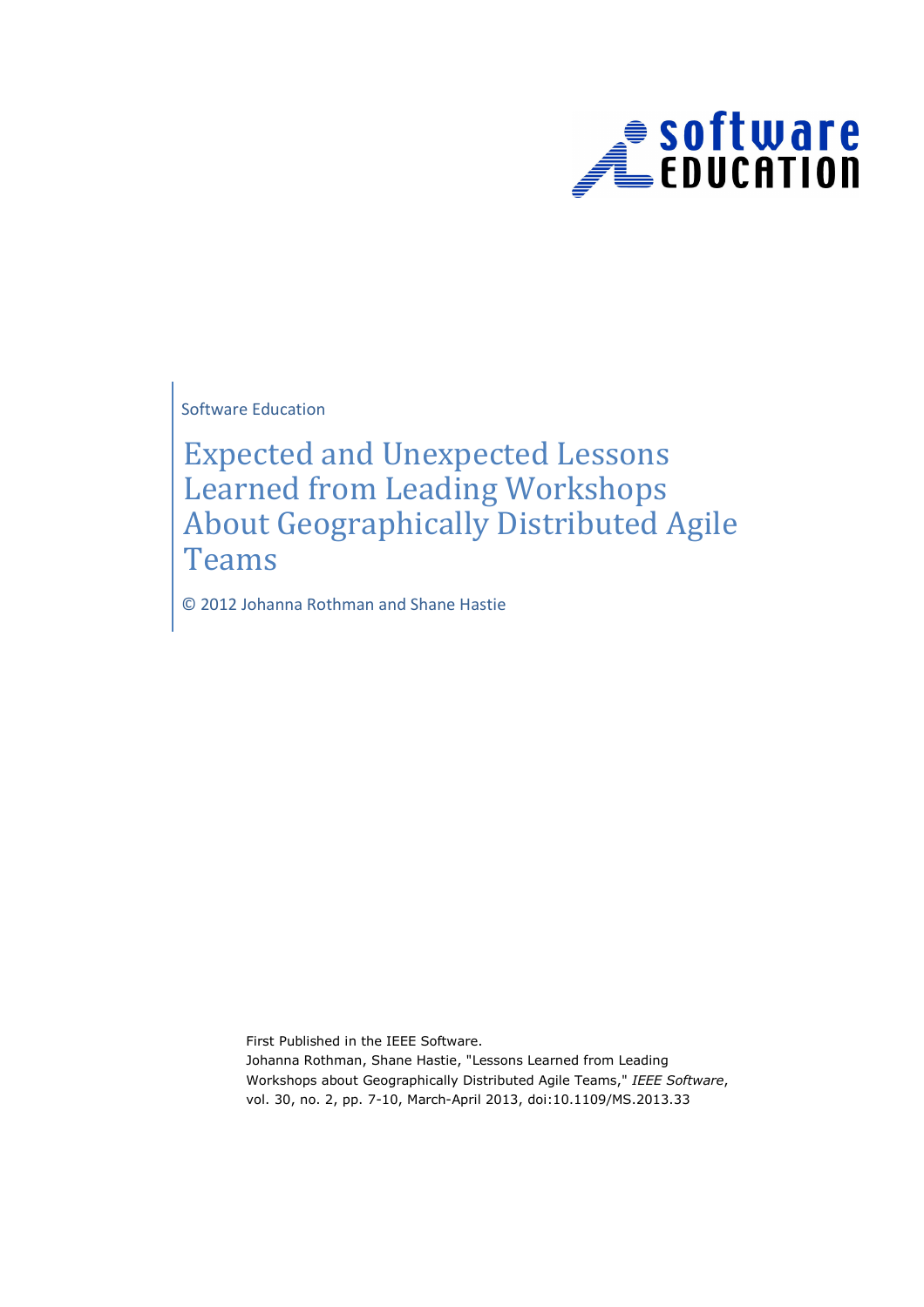Software Education

# Expected and Unexpected Lessons Learned from Leading Workshops About Geographically Distributed Agile Teams

© 2012 Johanna Rothman and Shane Hastie

First Published in the IEEE Software.
Johanna Rothman, Shane Hastie, "Lessons Learned from Leading Workshops about Geographically Distributed Agile Teams," *IEEE Software*, vol. 30, no. 2, pp. 7-10, March-April 2013, doi:10.1109/MS.2013.33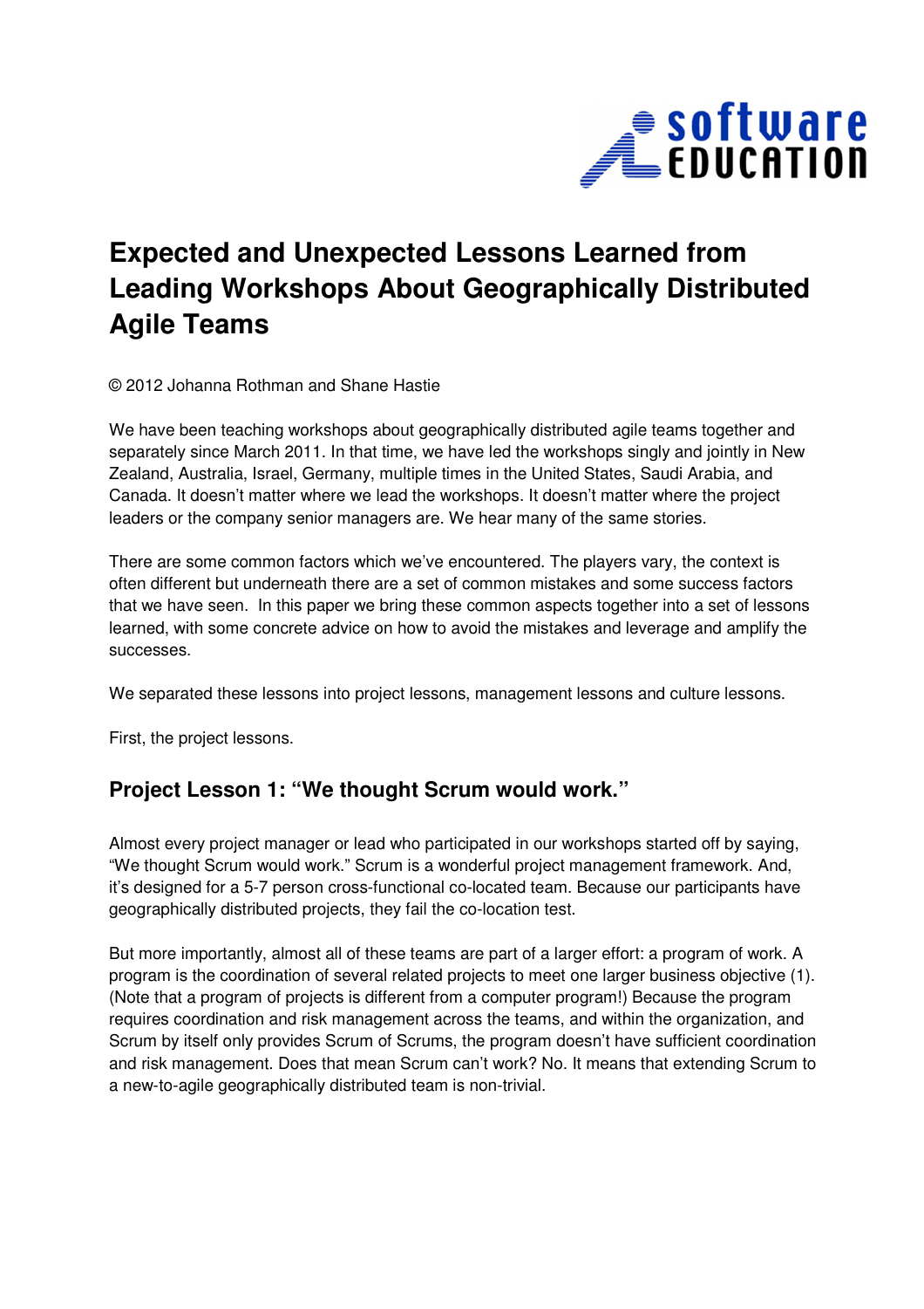# Expected and Unexpected Lessons Learned from Leading Workshops About Geographically Distributed Agile Teams

© 2012 Johanna Rothman and Shane Hastie

We have been teaching workshops about geographically distributed agile teams together and separately since March 2011. In that time, we have led the workshops singly and jointly in New Zealand, Australia, Israel, Germany, multiple times in the United States, Saudi Arabia, and Canada. It doesn't matter where we lead the workshops. It doesn't matter where the project leaders or the company senior managers are. We hear many of the same stories.

There are some common factors which we've encountered. The players vary, the context is often different but underneath there are a set of common mistakes and some success factors that we have seen. In this paper we bring these common aspects together into a set of lessons learned, with some concrete advice on how to avoid the mistakes and leverage and amplify the successes.

We separated these lessons into project lessons, management lessons and culture lessons.

First, the project lessons.

## Project Lesson 1: "We thought Scrum would work."

Almost every project manager or lead who participated in our workshops started off by saying, "We thought Scrum would work." Scrum is a wonderful project management framework. And, it's designed for a 5-7 person cross-functional co-located team. Because our participants have geographically distributed projects, they fail the co-location test.

But more importantly, almost all of these teams are part of a larger effort: a program of work. A program is the coordination of several related projects to meet one larger business objective (1). (Note that a program of projects is different from a computer program!) Because the program requires coordination and risk management across the teams, and within the organization, and Scrum by itself only provides Scrum of Scrums, the program doesn't have sufficient coordination and risk management. Does that mean Scrum can't work? No. It means that extending Scrum to a new-to-agile geographically distributed team is non-trivial.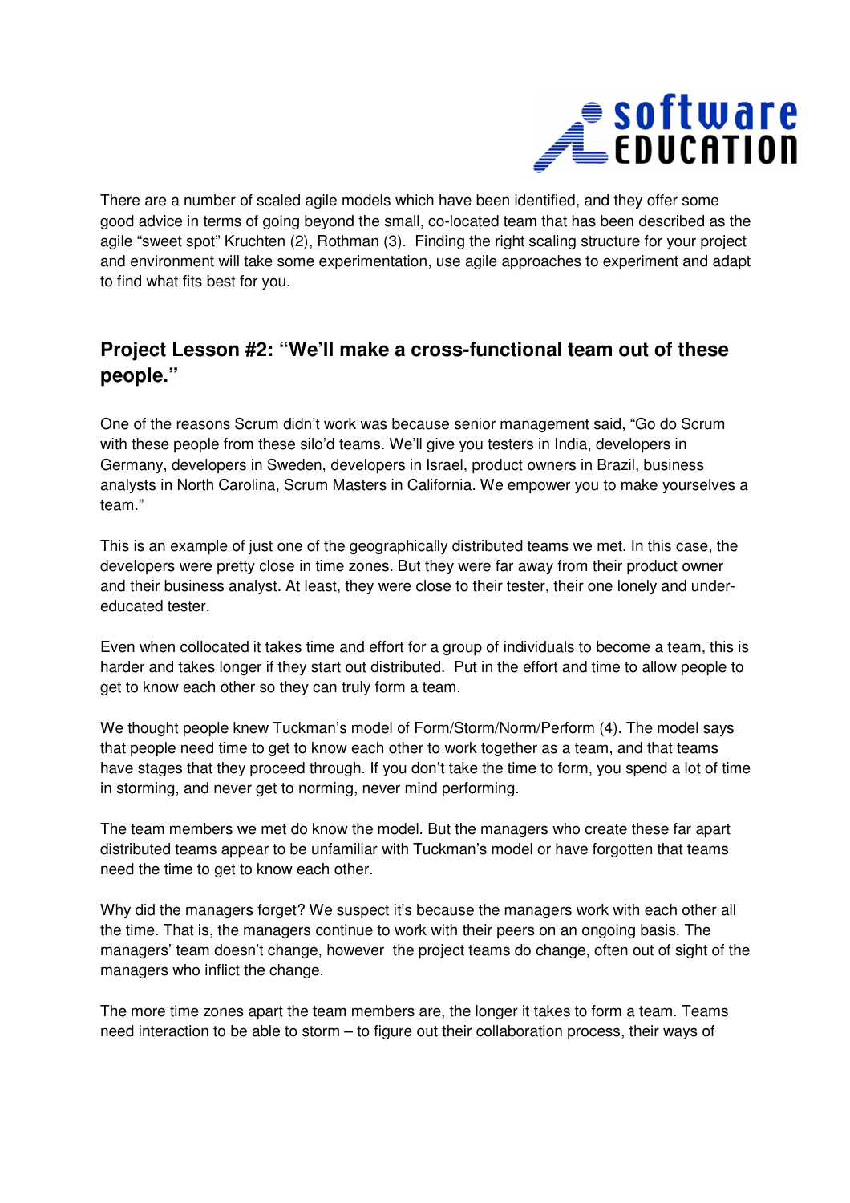There are a number of scaled agile models which have been identified, and they offer some good advice in terms of going beyond the small, co-located team that has been described as the agile "sweet spot" Kruchten (2), Rothman (3). Finding the right scaling structure for your project and environment will take some experimentation, use agile approaches to experiment and adapt to find what fits best for you.

## Project Lesson #2: "We'll make a cross-functional team out of these people."

One of the reasons Scrum didn't work was because senior management said, "Go do Scrum with these people from these silo'd teams. We'll give you testers in India, developers in Germany, developers in Sweden, developers in Israel, product owners in Brazil, business analysts in North Carolina, Scrum Masters in California. We empower you to make yourselves a team."

This is an example of just one of the geographically distributed teams we met. In this case, the developers were pretty close in time zones. But they were far away from their product owner and their business analyst. At least, they were close to their tester, their one lonely and under-educated tester.

Even when collocated it takes time and effort for a group of individuals to become a team, this is harder and takes longer if they start out distributed. Put in the effort and time to allow people to get to know each other so they can truly form a team.

We thought people knew Tuckman's model of Form/Storm/Norm/Perform (4). The model says that people need time to get to know each other to work together as a team, and that teams have stages that they proceed through. If you don't take the time to form, you spend a lot of time in storming, and never get to norming, never mind performing.

The team members we met do know the model. But the managers who create these far apart distributed teams appear to be unfamiliar with Tuckman's model or have forgotten that teams need the time to get to know each other.

Why did the managers forget? We suspect it's because the managers work with each other all the time. That is, the managers continue to work with their peers on an ongoing basis. The managers' team doesn't change, however the project teams do change, often out of sight of the managers who inflict the change.

The more time zones apart the team members are, the longer it takes to form a team. Teams need interaction to be able to storm – to figure out their collaboration process, their ways of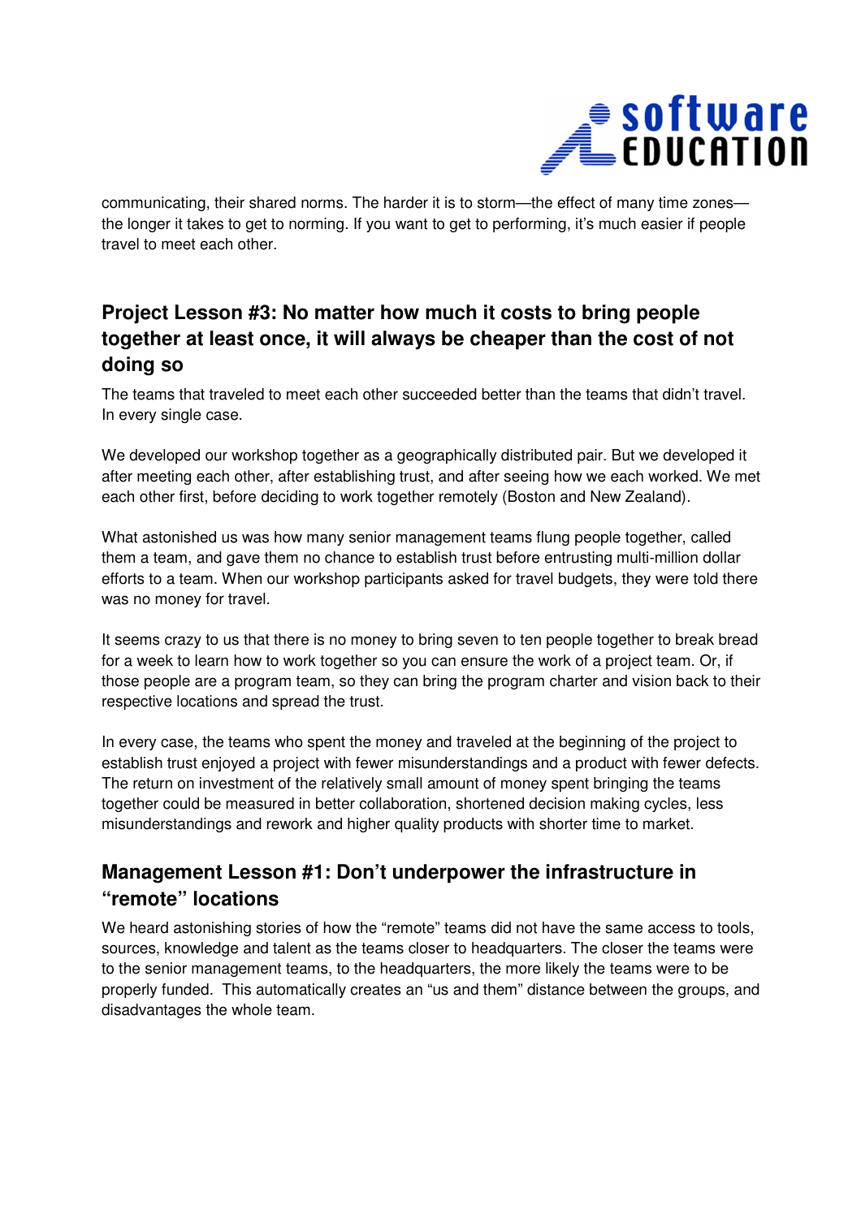communicating, their shared norms. The harder it is to storm—the effect of many time zones—the longer it takes to get to norming. If you want to get to performing, it's much easier if people travel to meet each other.

## Project Lesson #3: No matter how much it costs to bring people together at least once, it will always be cheaper than the cost of not doing so

The teams that traveled to meet each other succeeded better than the teams that didn't travel. In every single case.

We developed our workshop together as a geographically distributed pair. But we developed it after meeting each other, after establishing trust, and after seeing how we each worked. We met each other first, before deciding to work together remotely (Boston and New Zealand).

What astonished us was how many senior management teams flung people together, called them a team, and gave them no chance to establish trust before entrusting multi-million dollar efforts to a team. When our workshop participants asked for travel budgets, they were told there was no money for travel.

It seems crazy to us that there is no money to bring seven to ten people together to break bread for a week to learn how to work together so you can ensure the work of a project team. Or, if those people are a program team, so they can bring the program charter and vision back to their respective locations and spread the trust.

In every case, the teams who spent the money and traveled at the beginning of the project to establish trust enjoyed a project with fewer misunderstandings and a product with fewer defects. The return on investment of the relatively small amount of money spent bringing the teams together could be measured in better collaboration, shortened decision making cycles, less misunderstandings and rework and higher quality products with shorter time to market.

## Management Lesson #1: Don't underpower the infrastructure in "remote" locations

We heard astonishing stories of how the "remote" teams did not have the same access to tools, sources, knowledge and talent as the teams closer to headquarters. The closer the teams were to the senior management teams, to the headquarters, the more likely the teams were to be properly funded. This automatically creates an "us and them" distance between the groups, and disadvantages the whole team.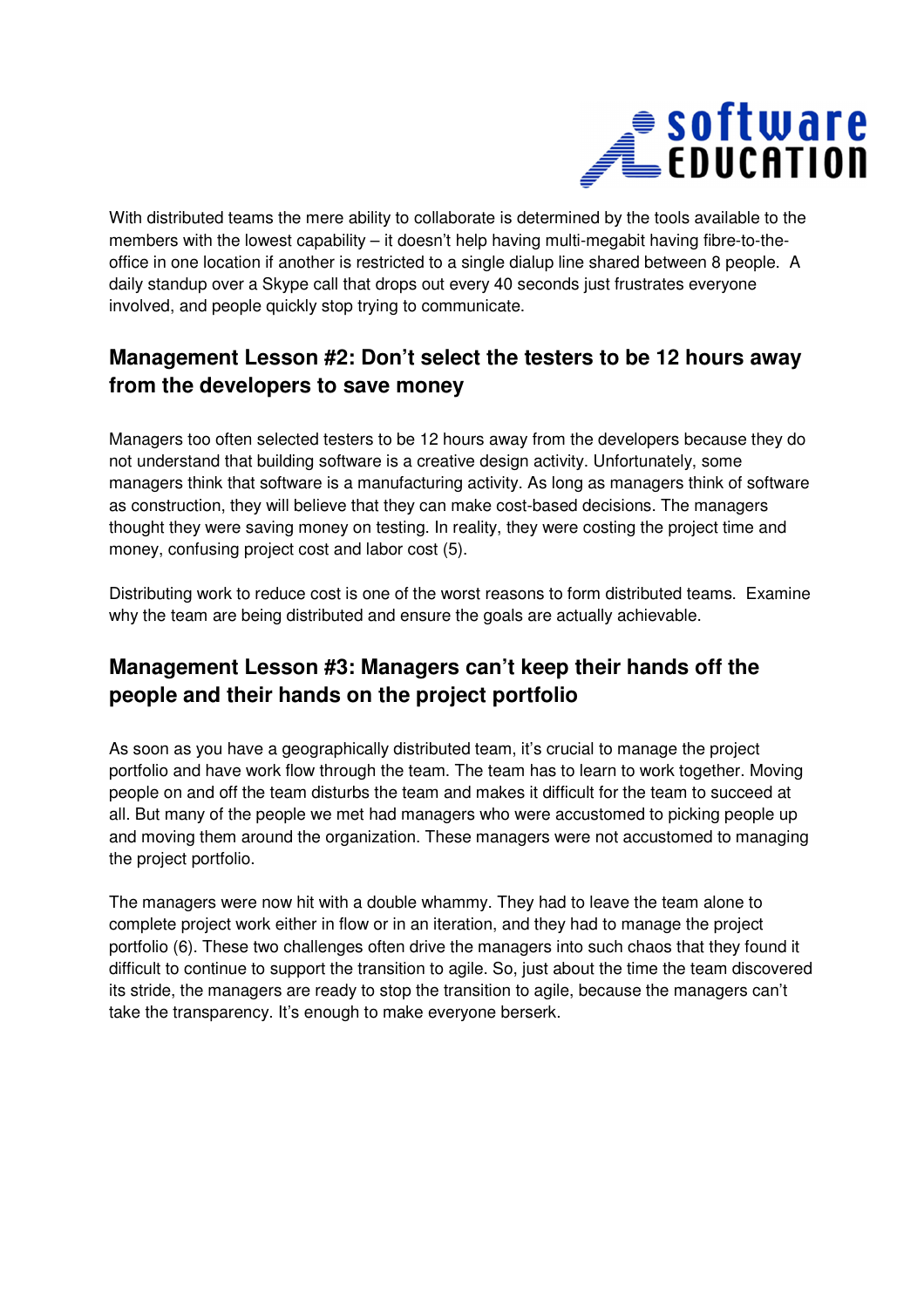With distributed teams the mere ability to collaborate is determined by the tools available to the members with the lowest capability – it doesn't help having multi-megabit having fibre-to-the-office in one location if another is restricted to a single dialup line shared between 8 people. A daily standup over a Skype call that drops out every 40 seconds just frustrates everyone involved, and people quickly stop trying to communicate.

## Management Lesson #2: Don't select the testers to be 12 hours away from the developers to save money

Managers too often selected testers to be 12 hours away from the developers because they do not understand that building software is a creative design activity. Unfortunately, some managers think that software is a manufacturing activity. As long as managers think of software as construction, they will believe that they can make cost-based decisions. The managers thought they were saving money on testing. In reality, they were costing the project time and money, confusing project cost and labor cost (5).

Distributing work to reduce cost is one of the worst reasons to form distributed teams. Examine why the team are being distributed and ensure the goals are actually achievable.

## Management Lesson #3: Managers can't keep their hands off the people and their hands on the project portfolio

As soon as you have a geographically distributed team, it's crucial to manage the project portfolio and have work flow through the team. The team has to learn to work together. Moving people on and off the team disturbs the team and makes it difficult for the team to succeed at all. But many of the people we met had managers who were accustomed to picking people up and moving them around the organization. These managers were not accustomed to managing the project portfolio.

The managers were now hit with a double whammy. They had to leave the team alone to complete project work either in flow or in an iteration, and they had to manage the project portfolio (6). These two challenges often drive the managers into such chaos that they found it difficult to continue to support the transition to agile. So, just about the time the team discovered its stride, the managers are ready to stop the transition to agile, because the managers can't take the transparency. It's enough to make everyone berserk.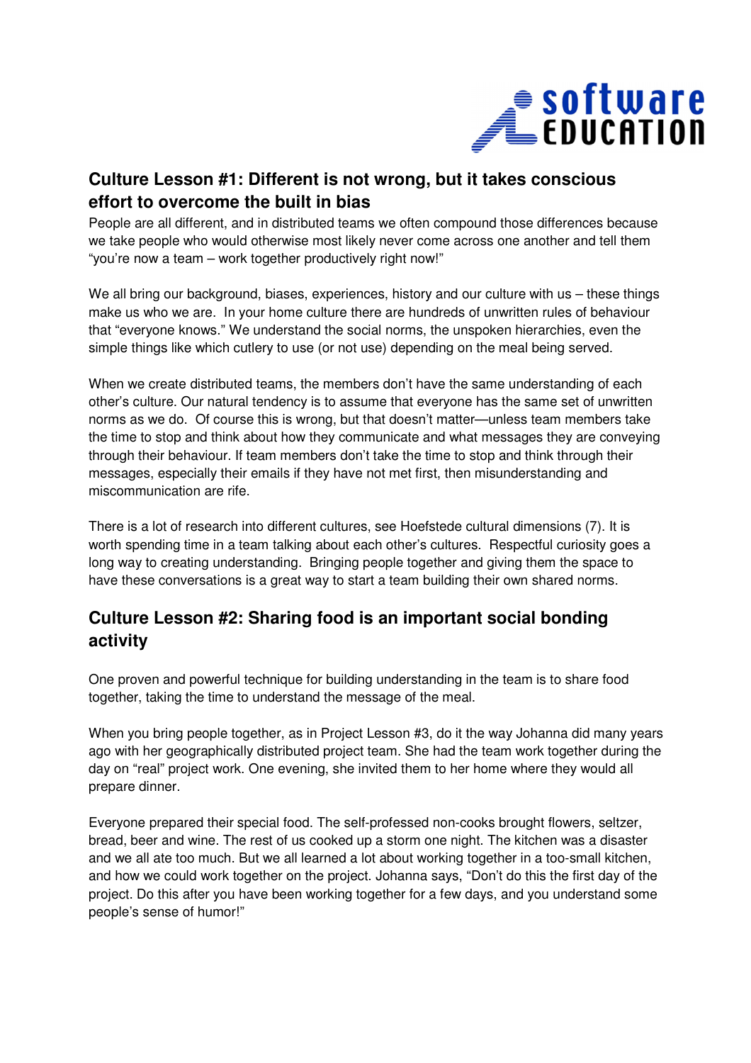## Culture Lesson #1: Different is not wrong, but it takes conscious effort to overcome the built in bias

People are all different, and in distributed teams we often compound those differences because we take people who would otherwise most likely never come across one another and tell them "you're now a team – work together productively right now!"

We all bring our background, biases, experiences, history and our culture with us – these things make us who we are. In your home culture there are hundreds of unwritten rules of behaviour that "everyone knows." We understand the social norms, the unspoken hierarchies, even the simple things like which cutlery to use (or not use) depending on the meal being served.

When we create distributed teams, the members don't have the same understanding of each other's culture. Our natural tendency is to assume that everyone has the same set of unwritten norms as we do. Of course this is wrong, but that doesn't matter—unless team members take the time to stop and think about how they communicate and what messages they are conveying through their behaviour. If team members don't take the time to stop and think through their messages, especially their emails if they have not met first, then misunderstanding and miscommunication are rife.

There is a lot of research into different cultures, see Hoefstede cultural dimensions (7). It is worth spending time in a team talking about each other's cultures. Respectful curiosity goes a long way to creating understanding. Bringing people together and giving them the space to have these conversations is a great way to start a team building their own shared norms.

## Culture Lesson #2: Sharing food is an important social bonding activity

One proven and powerful technique for building understanding in the team is to share food together, taking the time to understand the message of the meal.

When you bring people together, as in Project Lesson #3, do it the way Johanna did many years ago with her geographically distributed project team. She had the team work together during the day on "real" project work. One evening, she invited them to her home where they would all prepare dinner.

Everyone prepared their special food. The self-professed non-cooks brought flowers, seltzer, bread, beer and wine. The rest of us cooked up a storm one night. The kitchen was a disaster and we all ate too much. But we all learned a lot about working together in a too-small kitchen, and how we could work together on the project. Johanna says, "Don't do this the first day of the project. Do this after you have been working together for a few days, and you understand some people's sense of humor!"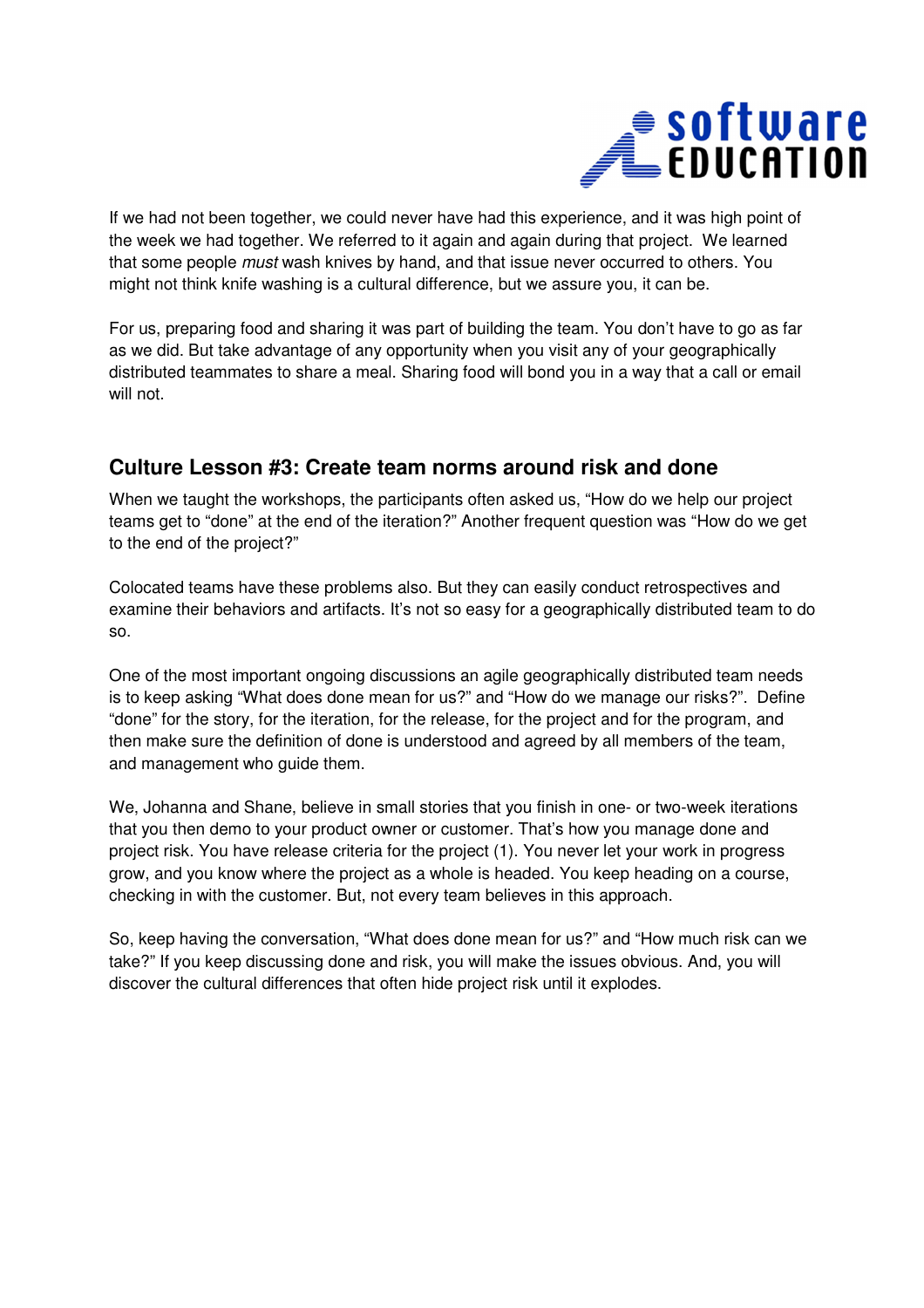If we had not been together, we could never have had this experience, and it was high point of the week we had together. We referred to it again and again during that project. We learned that some people *must* wash knives by hand, and that issue never occurred to others. You might not think knife washing is a cultural difference, but we assure you, it can be.

For us, preparing food and sharing it was part of building the team. You don't have to go as far as we did. But take advantage of any opportunity when you visit any of your geographically distributed teammates to share a meal. Sharing food will bond you in a way that a call or email will not.

## Culture Lesson #3: Create team norms around risk and done

When we taught the workshops, the participants often asked us, "How do we help our project teams get to "done" at the end of the iteration?" Another frequent question was "How do we get to the end of the project?"

Colocated teams have these problems also. But they can easily conduct retrospectives and examine their behaviors and artifacts. It's not so easy for a geographically distributed team to do so.

One of the most important ongoing discussions an agile geographically distributed team needs is to keep asking "What does done mean for us?" and "How do we manage our risks?". Define "done" for the story, for the iteration, for the release, for the project and for the program, and then make sure the definition of done is understood and agreed by all members of the team, and management who guide them.

We, Johanna and Shane, believe in small stories that you finish in one- or two-week iterations that you then demo to your product owner or customer. That's how you manage done and project risk. You have release criteria for the project (1). You never let your work in progress grow, and you know where the project as a whole is headed. You keep heading on a course, checking in with the customer. But, not every team believes in this approach.

So, keep having the conversation, "What does done mean for us?" and "How much risk can we take?" If you keep discussing done and risk, you will make the issues obvious. And, you will discover the cultural differences that often hide project risk until it explodes.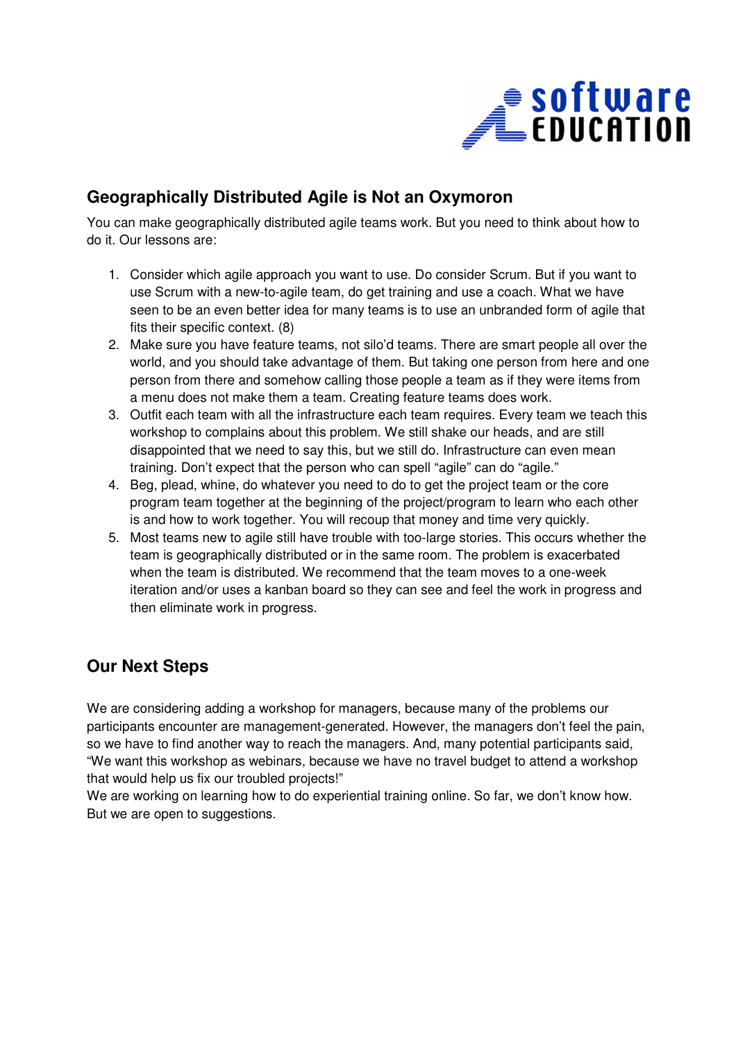## Geographically Distributed Agile is Not an Oxymoron

You can make geographically distributed agile teams work. But you need to think about how to do it. Our lessons are:

1. Consider which agile approach you want to use. Do consider Scrum. But if you want to use Scrum with a new-to-agile team, do get training and use a coach. What we have seen to be an even better idea for many teams is to use an unbranded form of agile that fits their specific context. (8)
2. Make sure you have feature teams, not silo'd teams. There are smart people all over the world, and you should take advantage of them. But taking one person from here and one person from there and somehow calling those people a team as if they were items from a menu does not make them a team. Creating feature teams does work.
3. Outfit each team with all the infrastructure each team requires. Every team we teach this workshop to complains about this problem. We still shake our heads, and are still disappointed that we need to say this, but we still do. Infrastructure can even mean training. Don't expect that the person who can spell "agile" can do "agile."
4. Beg, plead, whine, do whatever you need to do to get the project team or the core program team together at the beginning of the project/program to learn who each other is and how to work together. You will recoup that money and time very quickly.
5. Most teams new to agile still have trouble with too-large stories. This occurs whether the team is geographically distributed or in the same room. The problem is exacerbated when the team is distributed. We recommend that the team moves to a one-week iteration and/or uses a kanban board so they can see and feel the work in progress and then eliminate work in progress.

## Our Next Steps

We are considering adding a workshop for managers, because many of the problems our participants encounter are management-generated. However, the managers don't feel the pain, so we have to find another way to reach the managers. And, many potential participants said, "We want this workshop as webinars, because we have no travel budget to attend a workshop that would help us fix our troubled projects!"
We are working on learning how to do experiential training online. So far, we don't know how. But we are open to suggestions.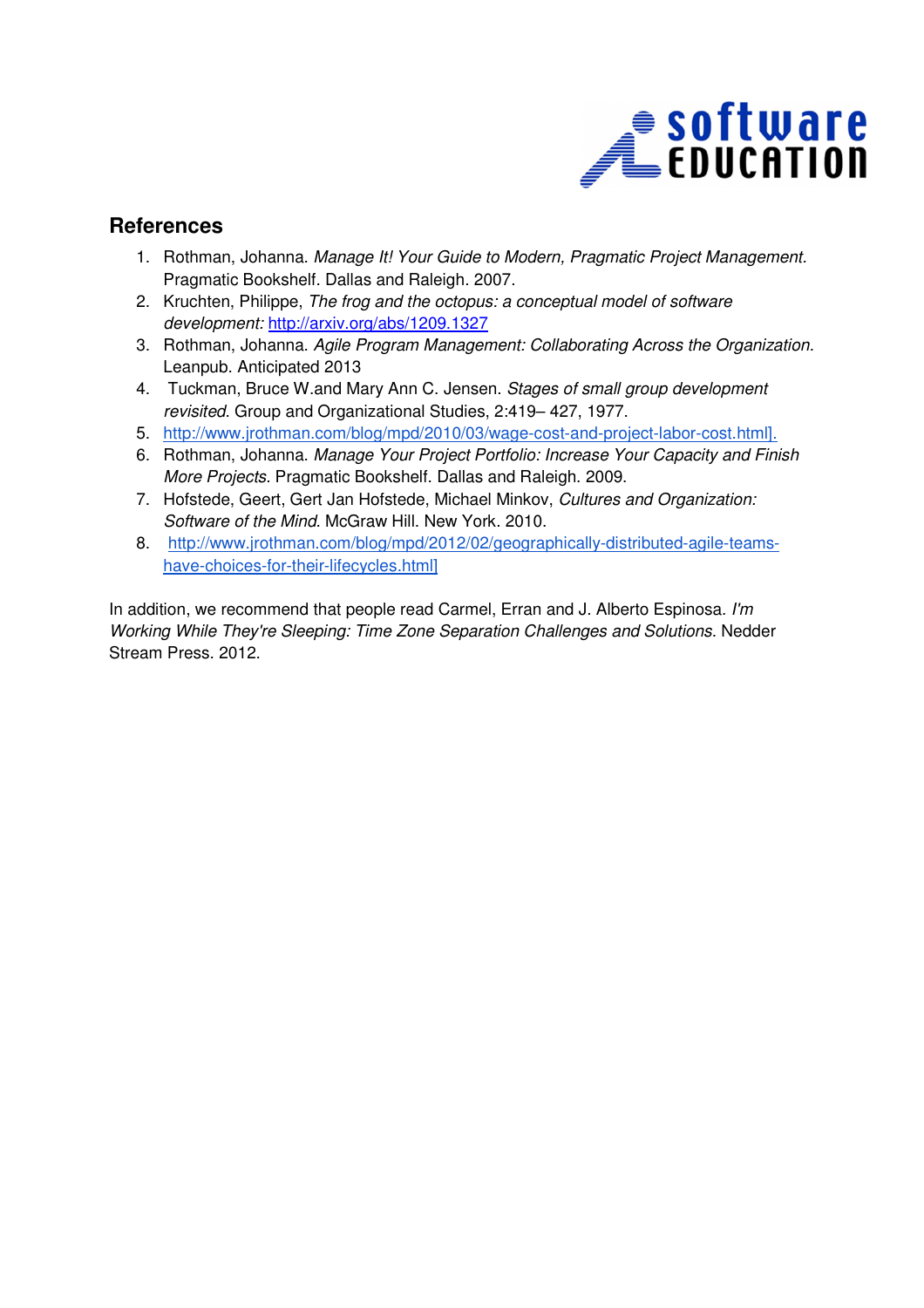## References

1. Rothman, Johanna. *Manage It! Your Guide to Modern, Pragmatic Project Management.* Pragmatic Bookshelf. Dallas and Raleigh. 2007.
2. Kruchten, Philippe, *The frog and the octopus: a conceptual model of software development:* http://arxiv.org/abs/1209.1327
3. Rothman, Johanna. *Agile Program Management: Collaborating Across the Organization.* Leanpub. Anticipated 2013
4. Tuckman, Bruce W.and Mary Ann C. Jensen. *Stages of small group development revisited*. Group and Organizational Studies, 2:419– 427, 1977.
5. http://www.jrothman.com/blog/mpd/2010/03/wage-cost-and-project-labor-cost.html].
6. Rothman, Johanna. *Manage Your Project Portfolio: Increase Your Capacity and Finish More Projects.* Pragmatic Bookshelf. Dallas and Raleigh. 2009.
7. Hofstede, Geert, Gert Jan Hofstede, Michael Minkov, *Cultures and Organization: Software of the Mind*. McGraw Hill. New York. 2010.
8. http://www.jrothman.com/blog/mpd/2012/02/geographically-distributed-agile-teams-have-choices-for-their-lifecycles.html]

In addition, we recommend that people read Carmel, Erran and J. Alberto Espinosa. *I'm Working While They're Sleeping: Time Zone Separation Challenges and Solutions*. Nedder Stream Press. 2012.